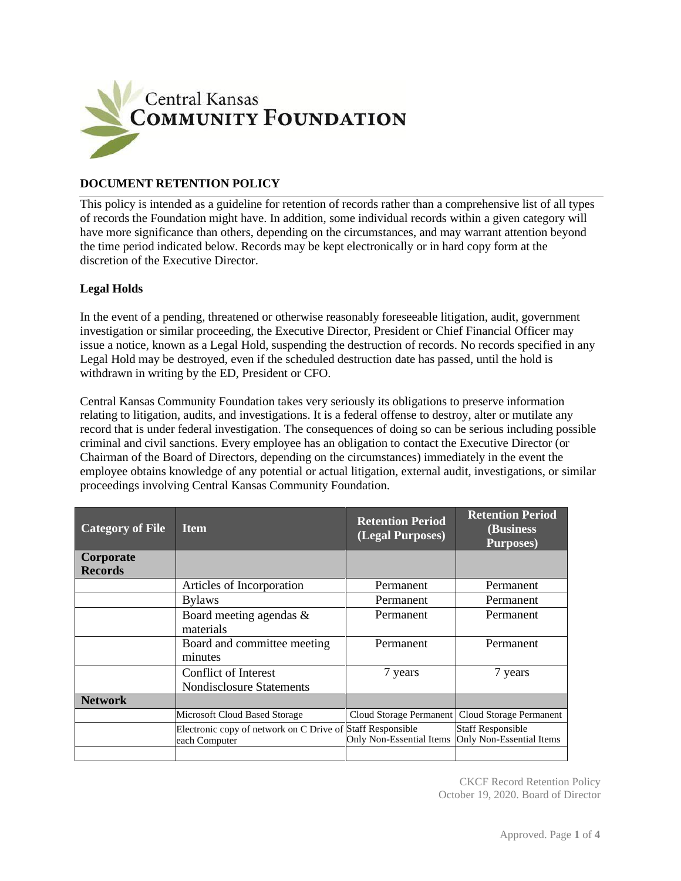Central Kansas
**COMMUNITY FOUNDATION**

## DOCUMENT RETENTION POLICY

This policy is intended as a guideline for retention of records rather than a comprehensive list of all types of records the Foundation might have. In addition, some individual records within a given category will have more significance than others, depending on the circumstances, and may warrant attention beyond the time period indicated below. Records may be kept electronically or in hard copy form at the discretion of the Executive Director.

### Legal Holds

In the event of a pending, threatened or otherwise reasonably foreseeable litigation, audit, government investigation or similar proceeding, the Executive Director, President or Chief Financial Officer may issue a notice, known as a Legal Hold, suspending the destruction of records. No records specified in any Legal Hold may be destroyed, even if the scheduled destruction date has passed, until the hold is withdrawn in writing by the ED, President or CFO.

Central Kansas Community Foundation takes very seriously its obligations to preserve information relating to litigation, audits, and investigations. It is a federal offense to destroy, alter or mutilate any record that is under federal investigation. The consequences of doing so can be serious including possible criminal and civil sanctions. Every employee has an obligation to contact the Executive Director (or Chairman of the Board of Directors, depending on the circumstances) immediately in the event the employee obtains knowledge of any potential or actual litigation, external audit, investigations, or similar proceedings involving Central Kansas Community Foundation.

| Category of File | Item | Retention Period (Legal Purposes) | Retention Period (Business Purposes) |
|---|---|---|---|
| **Corporate Records** | | | |
| | Articles of Incorporation | Permanent | Permanent |
| | Bylaws | Permanent | Permanent |
| | Board meeting agendas & materials | Permanent | Permanent |
| | Board and committee meeting minutes | Permanent | Permanent |
| | Conflict of Interest Nondisclosure Statements | 7 years | 7 years |
| **Network** | | | |
| | Microsoft Cloud Based Storage | Cloud Storage Permanent | Cloud Storage Permanent |
| | Electronic copy of network on C Drive of each Computer | Staff Responsible Only Non-Essential Items | Staff Responsible Only Non-Essential Items |
| | | | |

CKCF Record Retention Policy
October 19, 2020. Board of Director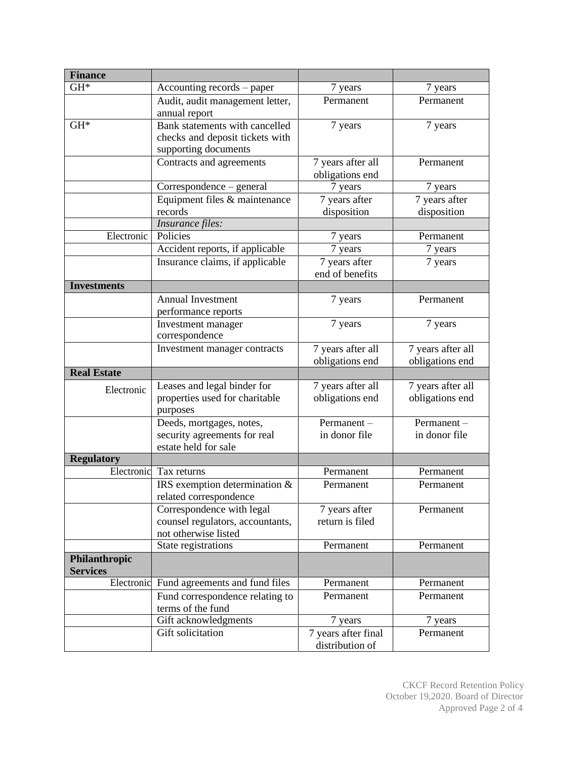| **Finance** | | | |
|---|---|---|---|
| GH* | Accounting records – paper | 7 years | 7 years |
| | Audit, audit management letter, annual report | Permanent | Permanent |
| GH* | Bank statements with cancelled checks and deposit tickets with supporting documents | 7 years | 7 years |
| | Contracts and agreements | 7 years after all obligations end | Permanent |
| | Correspondence – general | 7 years | 7 years |
| | Equipment files & maintenance records | 7 years after disposition | 7 years after disposition |
| | *Insurance files:* | | |
| Electronic | Policies | 7 years | Permanent |
| | Accident reports, if applicable | 7 years | 7 years |
| | Insurance claims, if applicable | 7 years after end of benefits | 7 years |
| **Investments** | | | |
| | Annual Investment performance reports | 7 years | Permanent |
| | Investment manager correspondence | 7 years | 7 years |
| | Investment manager contracts | 7 years after all obligations end | 7 years after all obligations end |
| **Real Estate** | | | |
| Electronic | Leases and legal binder for properties used for charitable purposes | 7 years after all obligations end | 7 years after all obligations end |
| | Deeds, mortgages, notes, security agreements for real estate held for sale | Permanent – in donor file | Permanent – in donor file |
| **Regulatory** | | | |
| Electronic | Tax returns | Permanent | Permanent |
| | IRS exemption determination & related correspondence | Permanent | Permanent |
| | Correspondence with legal counsel regulators, accountants, not otherwise listed | 7 years after return is filed | Permanent |
| | State registrations | Permanent | Permanent |
| **Philanthropic Services** | | | |
| Electronic | Fund agreements and fund files | Permanent | Permanent |
| | Fund correspondence relating to terms of the fund | Permanent | Permanent |
| | Gift acknowledgments | 7 years | 7 years |
| | Gift solicitation | 7 years after final distribution of | Permanent |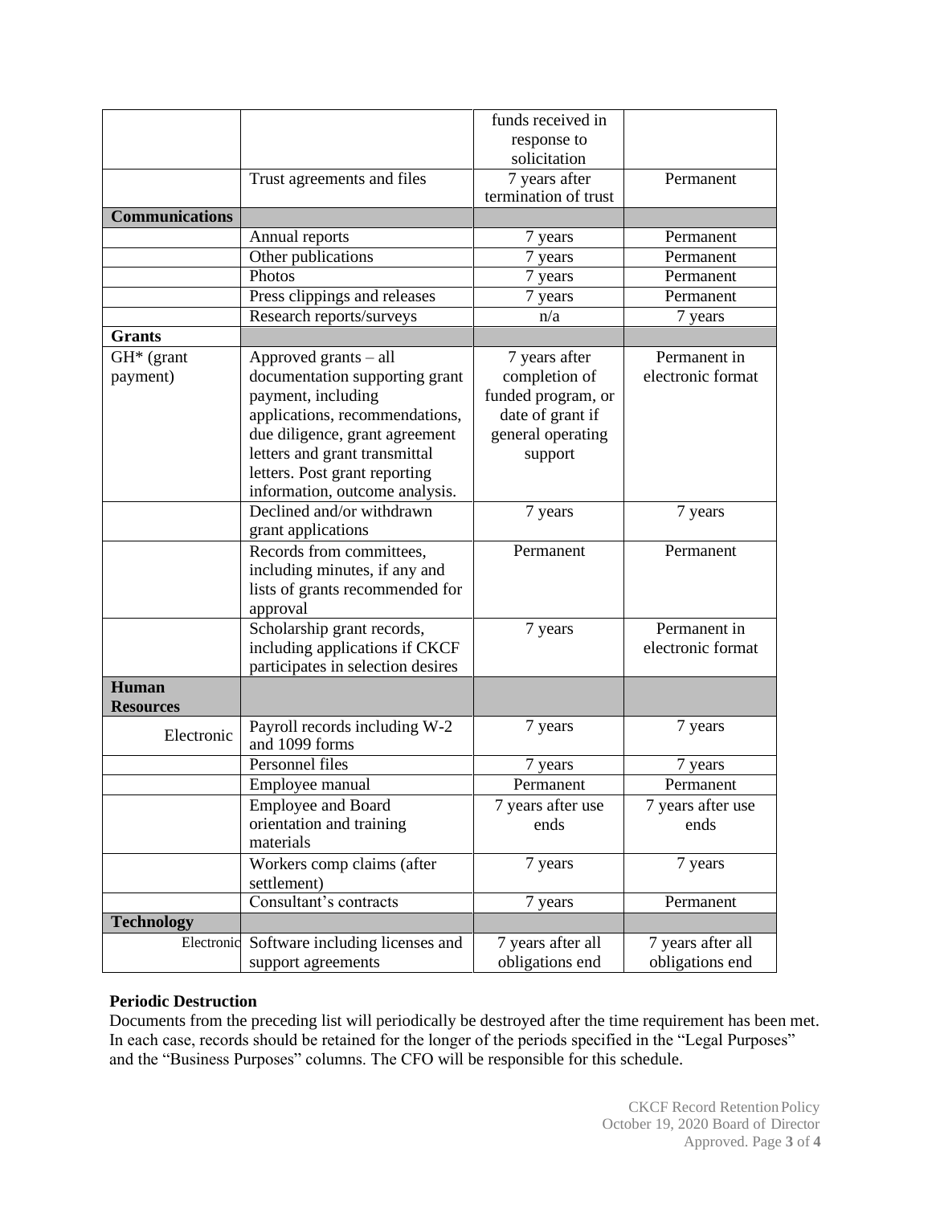| | | funds received in response to solicitation | |
|---|---|---|---|
| | Trust agreements and files | 7 years after termination of trust | Permanent |
| **Communications** | | | |
| | Annual reports | 7 years | Permanent |
| | Other publications | 7 years | Permanent |
| | Photos | 7 years | Permanent |
| | Press clippings and releases | 7 years | Permanent |
| | Research reports/surveys | n/a | 7 years |
| **Grants** | | | |
| GH* (grant payment) | Approved grants – all documentation supporting grant payment, including applications, recommendations, due diligence, grant agreement letters and grant transmittal letters. Post grant reporting information, outcome analysis. | 7 years after completion of funded program, or date of grant if general operating support | Permanent in electronic format |
| | Declined and/or withdrawn grant applications | 7 years | 7 years |
| | Records from committees, including minutes, if any and lists of grants recommended for approval | Permanent | Permanent |
| | Scholarship grant records, including applications if CKCF participates in selection desires | 7 years | Permanent in electronic format |
| **Human Resources** | | | |
| Electronic | Payroll records including W-2 and 1099 forms | 7 years | 7 years |
| | Personnel files | 7 years | 7 years |
| | Employee manual | Permanent | Permanent |
| | Employee and Board orientation and training materials | 7 years after use ends | 7 years after use ends |
| | Workers comp claims (after settlement) | 7 years | 7 years |
| | Consultant's contracts | 7 years | Permanent |
| **Technology** | | | |
| Electronic | Software including licenses and support agreements | 7 years after all obligations end | 7 years after all obligations end |

**Periodic Destruction**

Documents from the preceding list will periodically be destroyed after the time requirement has been met. In each case, records should be retained for the longer of the periods specified in the "Legal Purposes" and the "Business Purposes" columns. The CFO will be responsible for this schedule.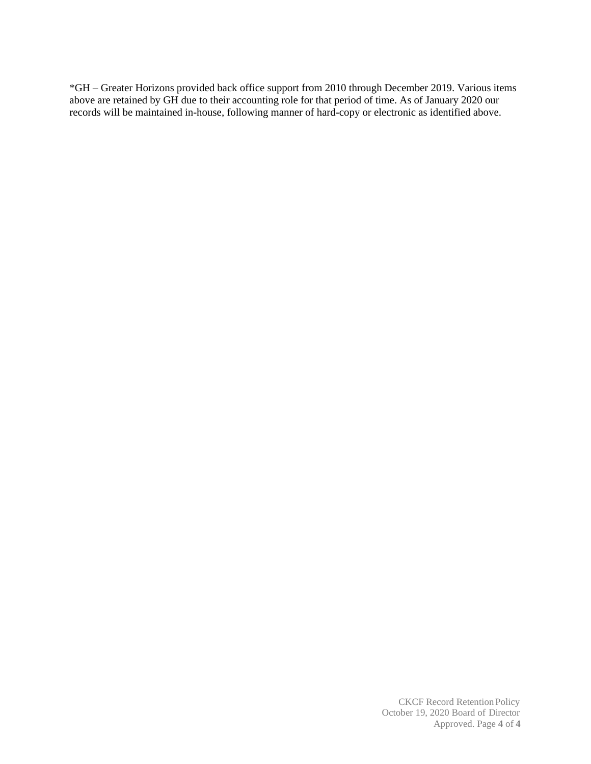*GH – Greater Horizons provided back office support from 2010 through December 2019. Various items above are retained by GH due to their accounting role for that period of time. As of January 2020 our records will be maintained in-house, following manner of hard-copy or electronic as identified above.